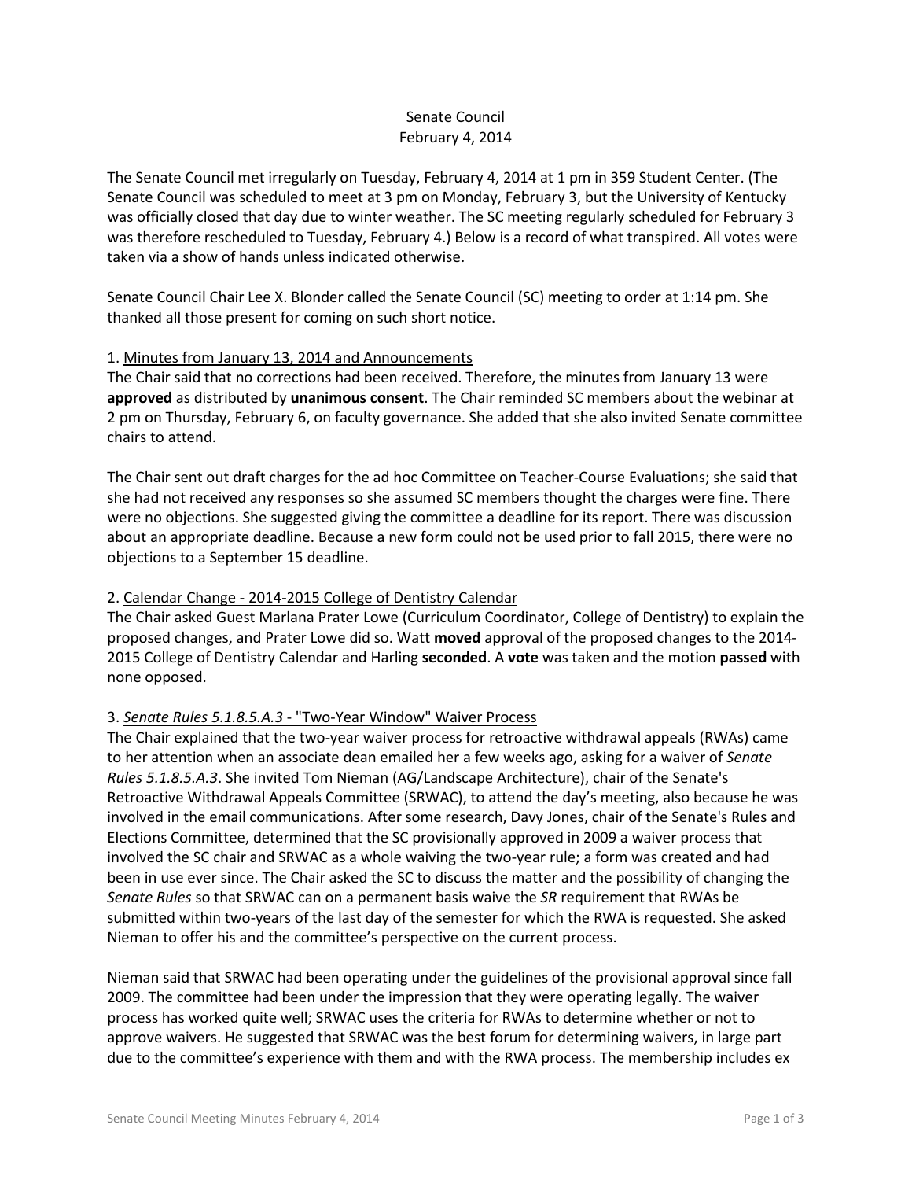Senate Council
February 4, 2014

The Senate Council met irregularly on Tuesday, February 4, 2014 at 1 pm in 359 Student Center. (The Senate Council was scheduled to meet at 3 pm on Monday, February 3, but the University of Kentucky was officially closed that day due to winter weather. The SC meeting regularly scheduled for February 3 was therefore rescheduled to Tuesday, February 4.) Below is a record of what transpired. All votes were taken via a show of hands unless indicated otherwise.

Senate Council Chair Lee X. Blonder called the Senate Council (SC) meeting to order at 1:14 pm. She thanked all those present for coming on such short notice.

1. Minutes from January 13, 2014 and Announcements
The Chair said that no corrections had been received. Therefore, the minutes from January 13 were **approved** as distributed by **unanimous consent**. The Chair reminded SC members about the webinar at 2 pm on Thursday, February 6, on faculty governance. She added that she also invited Senate committee chairs to attend.

The Chair sent out draft charges for the ad hoc Committee on Teacher-Course Evaluations; she said that she had not received any responses so she assumed SC members thought the charges were fine. There were no objections. She suggested giving the committee a deadline for its report. There was discussion about an appropriate deadline. Because a new form could not be used prior to fall 2015, there were no objections to a September 15 deadline.

2. Calendar Change - 2014-2015 College of Dentistry Calendar
The Chair asked Guest Marlana Prater Lowe (Curriculum Coordinator, College of Dentistry) to explain the proposed changes, and Prater Lowe did so. Watt **moved** approval of the proposed changes to the 2014-2015 College of Dentistry Calendar and Harling **seconded**. A **vote** was taken and the motion **passed** with none opposed.

3. *Senate Rules 5.1.8.5.A.3* - "Two-Year Window" Waiver Process
The Chair explained that the two-year waiver process for retroactive withdrawal appeals (RWAs) came to her attention when an associate dean emailed her a few weeks ago, asking for a waiver of *Senate Rules 5.1.8.5.A.3*. She invited Tom Nieman (AG/Landscape Architecture), chair of the Senate's Retroactive Withdrawal Appeals Committee (SRWAC), to attend the day's meeting, also because he was involved in the email communications. After some research, Davy Jones, chair of the Senate's Rules and Elections Committee, determined that the SC provisionally approved in 2009 a waiver process that involved the SC chair and SRWAC as a whole waiving the two-year rule; a form was created and had been in use ever since. The Chair asked the SC to discuss the matter and the possibility of changing the *Senate Rules* so that SRWAC can on a permanent basis waive the *SR* requirement that RWAs be submitted within two-years of the last day of the semester for which the RWA is requested. She asked Nieman to offer his and the committee's perspective on the current process.

Nieman said that SRWAC had been operating under the guidelines of the provisional approval since fall 2009. The committee had been under the impression that they were operating legally. The waiver process has worked quite well; SRWAC uses the criteria for RWAs to determine whether or not to approve waivers. He suggested that SRWAC was the best forum for determining waivers, in large part due to the committee's experience with them and with the RWA process. The membership includes ex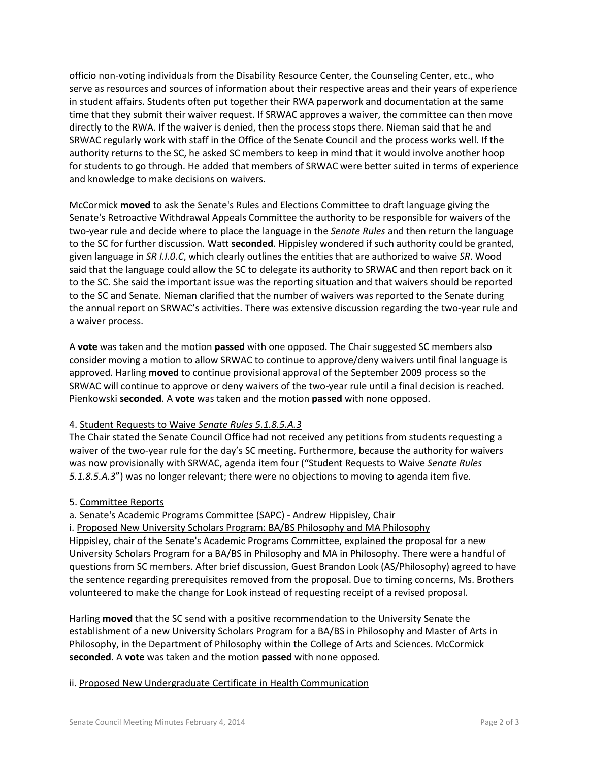officio non-voting individuals from the Disability Resource Center, the Counseling Center, etc., who serve as resources and sources of information about their respective areas and their years of experience in student affairs. Students often put together their RWA paperwork and documentation at the same time that they submit their waiver request. If SRWAC approves a waiver, the committee can then move directly to the RWA. If the waiver is denied, then the process stops there. Nieman said that he and SRWAC regularly work with staff in the Office of the Senate Council and the process works well. If the authority returns to the SC, he asked SC members to keep in mind that it would involve another hoop for students to go through. He added that members of SRWAC were better suited in terms of experience and knowledge to make decisions on waivers.

McCormick **moved** to ask the Senate's Rules and Elections Committee to draft language giving the Senate's Retroactive Withdrawal Appeals Committee the authority to be responsible for waivers of the two-year rule and decide where to place the language in the *Senate Rules* and then return the language to the SC for further discussion. Watt **seconded**. Hippisley wondered if such authority could be granted, given language in *SR I.I.0.C*, which clearly outlines the entities that are authorized to waive *SR*. Wood said that the language could allow the SC to delegate its authority to SRWAC and then report back on it to the SC. She said the important issue was the reporting situation and that waivers should be reported to the SC and Senate. Nieman clarified that the number of waivers was reported to the Senate during the annual report on SRWAC's activities. There was extensive discussion regarding the two-year rule and a waiver process.

A **vote** was taken and the motion **passed** with one opposed. The Chair suggested SC members also consider moving a motion to allow SRWAC to continue to approve/deny waivers until final language is approved. Harling **moved** to continue provisional approval of the September 2009 process so the SRWAC will continue to approve or deny waivers of the two-year rule until a final decision is reached. Pienkowski **seconded**. A **vote** was taken and the motion **passed** with none opposed.

4. Student Requests to Waive *Senate Rules 5.1.8.5.A.3*

The Chair stated the Senate Council Office had not received any petitions from students requesting a waiver of the two-year rule for the day's SC meeting. Furthermore, because the authority for waivers was now provisionally with SRWAC, agenda item four ("Student Requests to Waive *Senate Rules 5.1.8.5.A.3*") was no longer relevant; there were no objections to moving to agenda item five.

5. Committee Reports

a. Senate's Academic Programs Committee (SAPC) - Andrew Hippisley, Chair

i. Proposed New University Scholars Program: BA/BS Philosophy and MA Philosophy

Hippisley, chair of the Senate's Academic Programs Committee, explained the proposal for a new University Scholars Program for a BA/BS in Philosophy and MA in Philosophy. There were a handful of questions from SC members. After brief discussion, Guest Brandon Look (AS/Philosophy) agreed to have the sentence regarding prerequisites removed from the proposal. Due to timing concerns, Ms. Brothers volunteered to make the change for Look instead of requesting receipt of a revised proposal.

Harling **moved** that the SC send with a positive recommendation to the University Senate the establishment of a new University Scholars Program for a BA/BS in Philosophy and Master of Arts in Philosophy, in the Department of Philosophy within the College of Arts and Sciences. McCormick **seconded**. A **vote** was taken and the motion **passed** with none opposed.

ii. Proposed New Undergraduate Certificate in Health Communication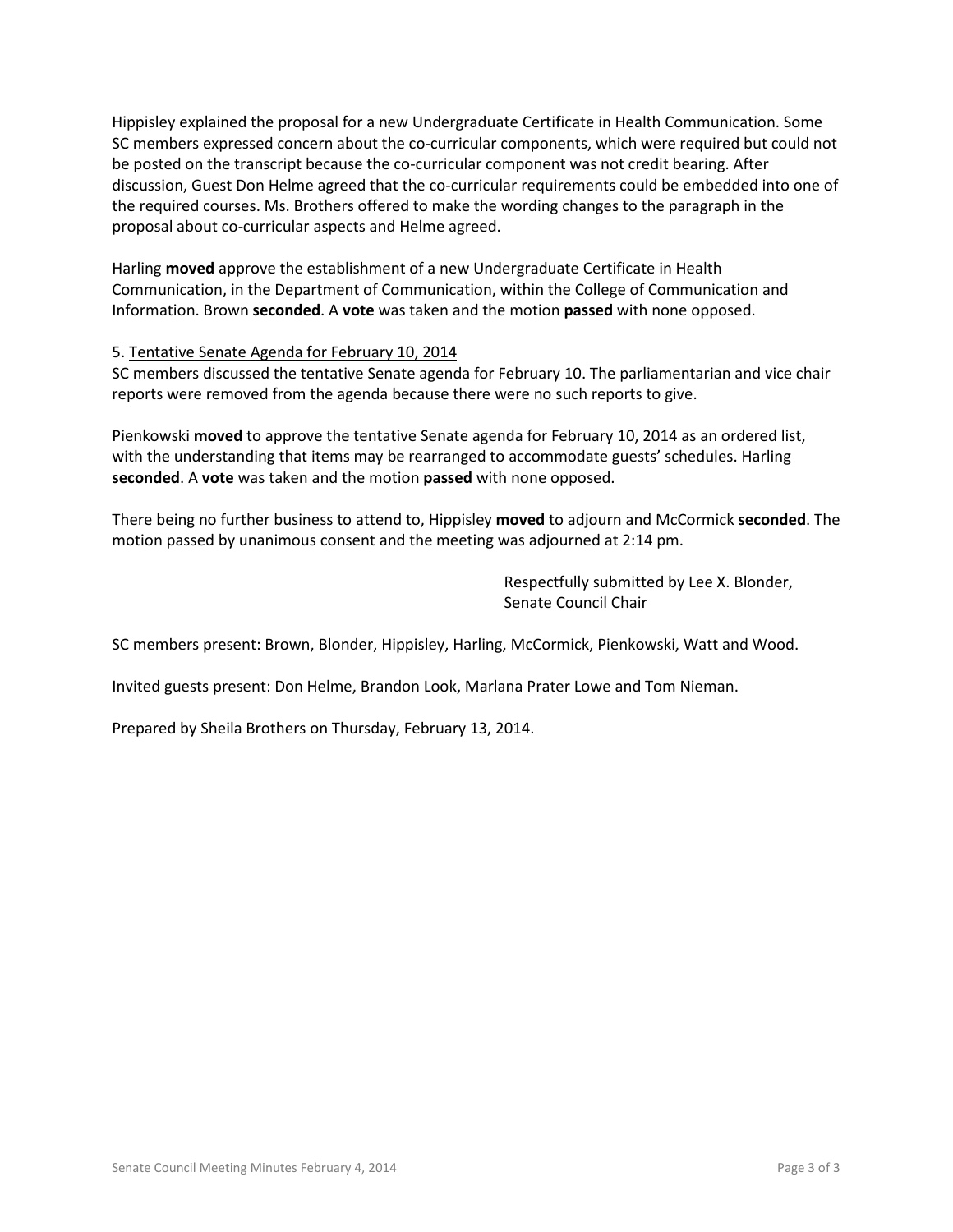Hippisley explained the proposal for a new Undergraduate Certificate in Health Communication. Some SC members expressed concern about the co-curricular components, which were required but could not be posted on the transcript because the co-curricular component was not credit bearing. After discussion, Guest Don Helme agreed that the co-curricular requirements could be embedded into one of the required courses. Ms. Brothers offered to make the wording changes to the paragraph in the proposal about co-curricular aspects and Helme agreed.

Harling **moved** approve the establishment of a new Undergraduate Certificate in Health Communication, in the Department of Communication, within the College of Communication and Information. Brown **seconded**. A **vote** was taken and the motion **passed** with none opposed.

5. <u>Tentative Senate Agenda for February 10, 2014</u>

SC members discussed the tentative Senate agenda for February 10. The parliamentarian and vice chair reports were removed from the agenda because there were no such reports to give.

Pienkowski **moved** to approve the tentative Senate agenda for February 10, 2014 as an ordered list, with the understanding that items may be rearranged to accommodate guests' schedules. Harling **seconded**. A **vote** was taken and the motion **passed** with none opposed.

There being no further business to attend to, Hippisley **moved** to adjourn and McCormick **seconded**. The motion passed by unanimous consent and the meeting was adjourned at 2:14 pm.

Respectfully submitted by Lee X. Blonder,
Senate Council Chair

SC members present: Brown, Blonder, Hippisley, Harling, McCormick, Pienkowski, Watt and Wood.

Invited guests present: Don Helme, Brandon Look, Marlana Prater Lowe and Tom Nieman.

Prepared by Sheila Brothers on Thursday, February 13, 2014.